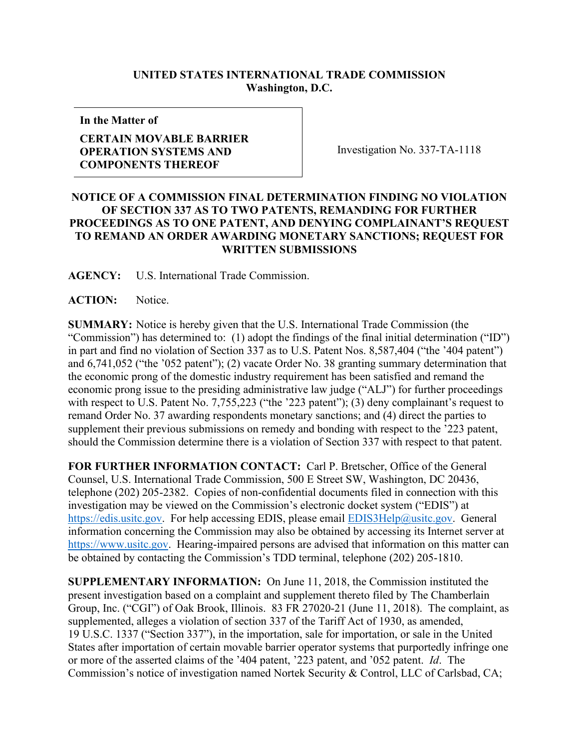**UNITED STATES INTERNATIONAL TRADE COMMISSION**
**Washington, D.C.**

| **In the Matter of** **CERTAIN MOVABLE BARRIER OPERATION SYSTEMS AND COMPONENTS THEREOF** | Investigation No. 337-TA-1118 |
|---|---|

**NOTICE OF A COMMISSION FINAL DETERMINATION FINDING NO VIOLATION OF SECTION 337 AS TO TWO PATENTS, REMANDING FOR FURTHER PROCEEDINGS AS TO ONE PATENT, AND DENYING COMPLAINANT'S REQUEST TO REMAND AN ORDER AWARDING MONETARY SANCTIONS; REQUEST FOR WRITTEN SUBMISSIONS**

**AGENCY:** U.S. International Trade Commission.

**ACTION:** Notice.

**SUMMARY:** Notice is hereby given that the U.S. International Trade Commission (the "Commission") has determined to: (1) adopt the findings of the final initial determination ("ID") in part and find no violation of Section 337 as to U.S. Patent Nos. 8,587,404 ("the '404 patent") and 6,741,052 ("the '052 patent"); (2) vacate Order No. 38 granting summary determination that the economic prong of the domestic industry requirement has been satisfied and remand the economic prong issue to the presiding administrative law judge ("ALJ") for further proceedings with respect to U.S. Patent No. 7,755,223 ("the '223 patent"); (3) deny complainant's request to remand Order No. 37 awarding respondents monetary sanctions; and (4) direct the parties to supplement their previous submissions on remedy and bonding with respect to the '223 patent, should the Commission determine there is a violation of Section 337 with respect to that patent.

**FOR FURTHER INFORMATION CONTACT:** Carl P. Bretscher, Office of the General Counsel, U.S. International Trade Commission, 500 E Street SW, Washington, DC 20436, telephone (202) 205-2382. Copies of non-confidential documents filed in connection with this investigation may be viewed on the Commission's electronic docket system ("EDIS") at https://edis.usitc.gov. For help accessing EDIS, please email EDIS3Help@usitc.gov. General information concerning the Commission may also be obtained by accessing its Internet server at https://www.usitc.gov. Hearing-impaired persons are advised that information on this matter can be obtained by contacting the Commission's TDD terminal, telephone (202) 205-1810.

**SUPPLEMENTARY INFORMATION:** On June 11, 2018, the Commission instituted the present investigation based on a complaint and supplement thereto filed by The Chamberlain Group, Inc. ("CGI") of Oak Brook, Illinois. 83 FR 27020-21 (June 11, 2018). The complaint, as supplemented, alleges a violation of section 337 of the Tariff Act of 1930, as amended, 19 U.S.C. 1337 ("Section 337"), in the importation, sale for importation, or sale in the United States after importation of certain movable barrier operator systems that purportedly infringe one or more of the asserted claims of the '404 patent, '223 patent, and '052 patent. *Id*. The Commission's notice of investigation named Nortek Security & Control, LLC of Carlsbad, CA;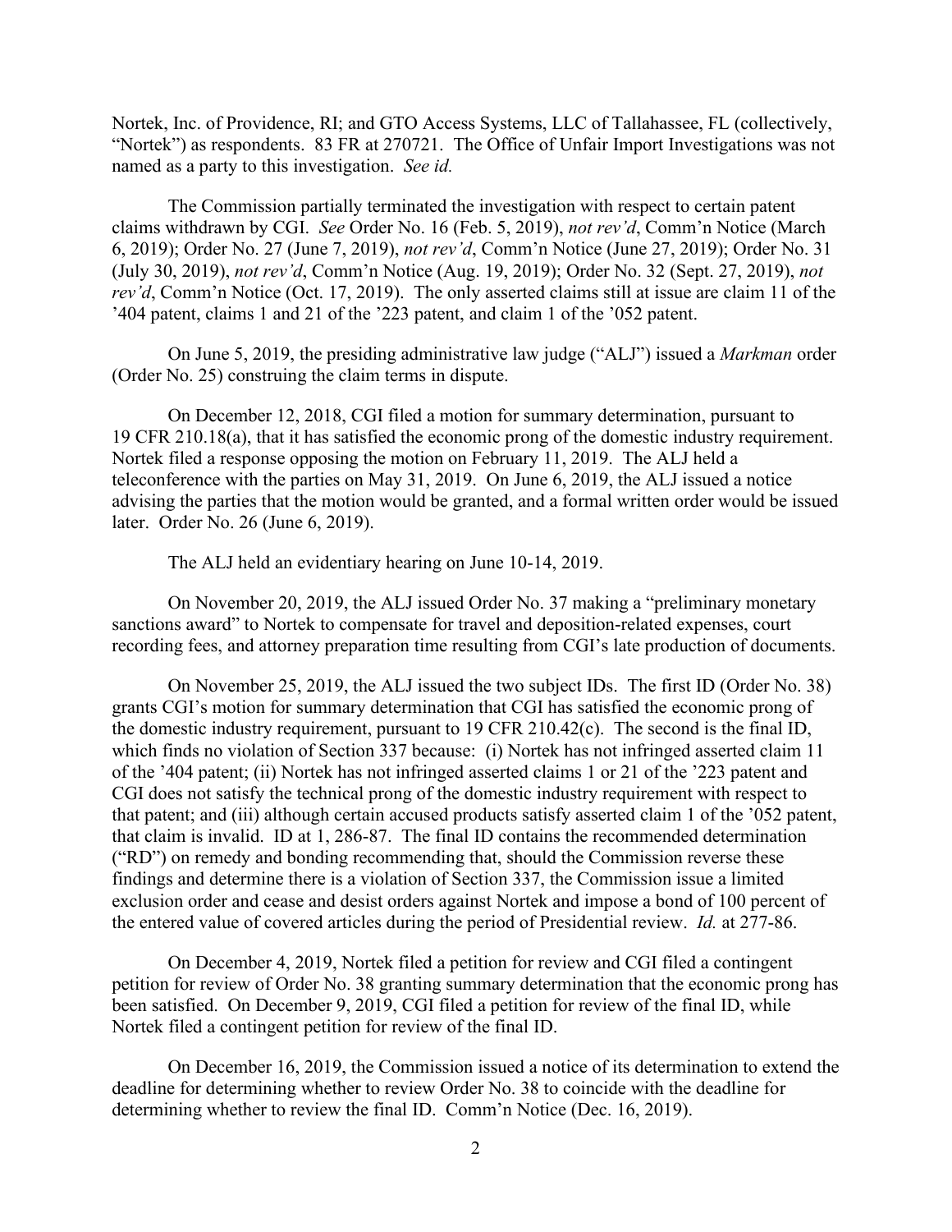Nortek, Inc. of Providence, RI; and GTO Access Systems, LLC of Tallahassee, FL (collectively, "Nortek") as respondents. 83 FR at 270721. The Office of Unfair Import Investigations was not named as a party to this investigation. *See id.*

The Commission partially terminated the investigation with respect to certain patent claims withdrawn by CGI. *See* Order No. 16 (Feb. 5, 2019), *not rev'd*, Comm'n Notice (March 6, 2019); Order No. 27 (June 7, 2019), *not rev'd*, Comm'n Notice (June 27, 2019); Order No. 31 (July 30, 2019), *not rev'd*, Comm'n Notice (Aug. 19, 2019); Order No. 32 (Sept. 27, 2019), *not rev'd*, Comm'n Notice (Oct. 17, 2019). The only asserted claims still at issue are claim 11 of the '404 patent, claims 1 and 21 of the '223 patent, and claim 1 of the '052 patent.

On June 5, 2019, the presiding administrative law judge ("ALJ") issued a *Markman* order (Order No. 25) construing the claim terms in dispute.

On December 12, 2018, CGI filed a motion for summary determination, pursuant to 19 CFR 210.18(a), that it has satisfied the economic prong of the domestic industry requirement. Nortek filed a response opposing the motion on February 11, 2019. The ALJ held a teleconference with the parties on May 31, 2019. On June 6, 2019, the ALJ issued a notice advising the parties that the motion would be granted, and a formal written order would be issued later. Order No. 26 (June 6, 2019).

The ALJ held an evidentiary hearing on June 10-14, 2019.

On November 20, 2019, the ALJ issued Order No. 37 making a "preliminary monetary sanctions award" to Nortek to compensate for travel and deposition-related expenses, court recording fees, and attorney preparation time resulting from CGI's late production of documents.

On November 25, 2019, the ALJ issued the two subject IDs. The first ID (Order No. 38) grants CGI's motion for summary determination that CGI has satisfied the economic prong of the domestic industry requirement, pursuant to 19 CFR 210.42(c). The second is the final ID, which finds no violation of Section 337 because: (i) Nortek has not infringed asserted claim 11 of the '404 patent; (ii) Nortek has not infringed asserted claims 1 or 21 of the '223 patent and CGI does not satisfy the technical prong of the domestic industry requirement with respect to that patent; and (iii) although certain accused products satisfy asserted claim 1 of the '052 patent, that claim is invalid. ID at 1, 286-87. The final ID contains the recommended determination ("RD") on remedy and bonding recommending that, should the Commission reverse these findings and determine there is a violation of Section 337, the Commission issue a limited exclusion order and cease and desist orders against Nortek and impose a bond of 100 percent of the entered value of covered articles during the period of Presidential review. *Id.* at 277-86.

On December 4, 2019, Nortek filed a petition for review and CGI filed a contingent petition for review of Order No. 38 granting summary determination that the economic prong has been satisfied. On December 9, 2019, CGI filed a petition for review of the final ID, while Nortek filed a contingent petition for review of the final ID.

On December 16, 2019, the Commission issued a notice of its determination to extend the deadline for determining whether to review Order No. 38 to coincide with the deadline for determining whether to review the final ID. Comm'n Notice (Dec. 16, 2019).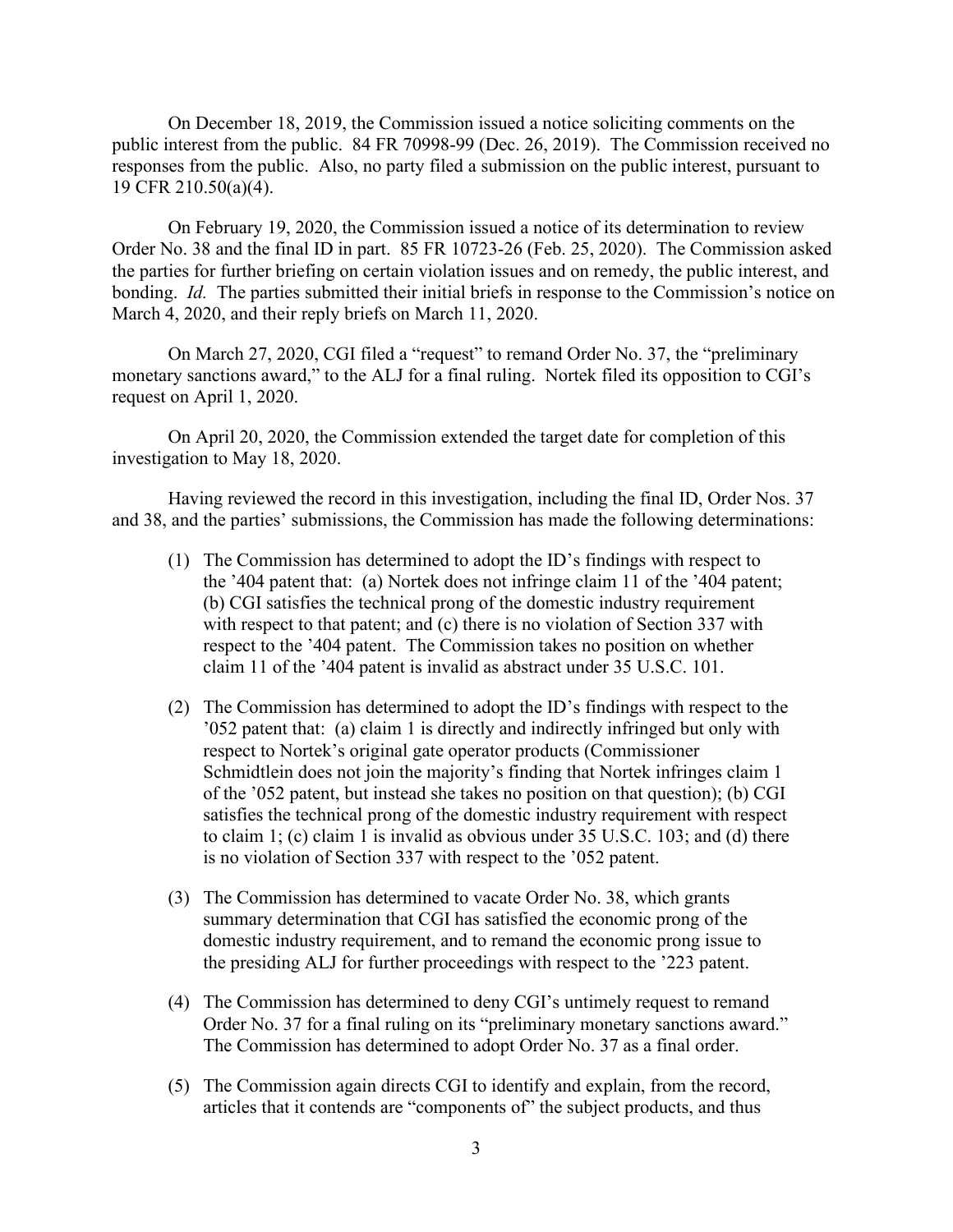On December 18, 2019, the Commission issued a notice soliciting comments on the public interest from the public. 84 FR 70998-99 (Dec. 26, 2019). The Commission received no responses from the public. Also, no party filed a submission on the public interest, pursuant to 19 CFR 210.50(a)(4).

On February 19, 2020, the Commission issued a notice of its determination to review Order No. 38 and the final ID in part. 85 FR 10723-26 (Feb. 25, 2020). The Commission asked the parties for further briefing on certain violation issues and on remedy, the public interest, and bonding. *Id.* The parties submitted their initial briefs in response to the Commission's notice on March 4, 2020, and their reply briefs on March 11, 2020.

On March 27, 2020, CGI filed a "request" to remand Order No. 37, the "preliminary monetary sanctions award," to the ALJ for a final ruling. Nortek filed its opposition to CGI's request on April 1, 2020.

On April 20, 2020, the Commission extended the target date for completion of this investigation to May 18, 2020.

Having reviewed the record in this investigation, including the final ID, Order Nos. 37 and 38, and the parties' submissions, the Commission has made the following determinations:

(1) The Commission has determined to adopt the ID's findings with respect to the '404 patent that: (a) Nortek does not infringe claim 11 of the '404 patent; (b) CGI satisfies the technical prong of the domestic industry requirement with respect to that patent; and (c) there is no violation of Section 337 with respect to the '404 patent. The Commission takes no position on whether claim 11 of the '404 patent is invalid as abstract under 35 U.S.C. 101.

(2) The Commission has determined to adopt the ID's findings with respect to the '052 patent that: (a) claim 1 is directly and indirectly infringed but only with respect to Nortek's original gate operator products (Commissioner Schmidtlein does not join the majority's finding that Nortek infringes claim 1 of the '052 patent, but instead she takes no position on that question); (b) CGI satisfies the technical prong of the domestic industry requirement with respect to claim 1; (c) claim 1 is invalid as obvious under 35 U.S.C. 103; and (d) there is no violation of Section 337 with respect to the '052 patent.

(3) The Commission has determined to vacate Order No. 38, which grants summary determination that CGI has satisfied the economic prong of the domestic industry requirement, and to remand the economic prong issue to the presiding ALJ for further proceedings with respect to the '223 patent.

(4) The Commission has determined to deny CGI's untimely request to remand Order No. 37 for a final ruling on its "preliminary monetary sanctions award." The Commission has determined to adopt Order No. 37 as a final order.

(5) The Commission again directs CGI to identify and explain, from the record, articles that it contends are "components of" the subject products, and thus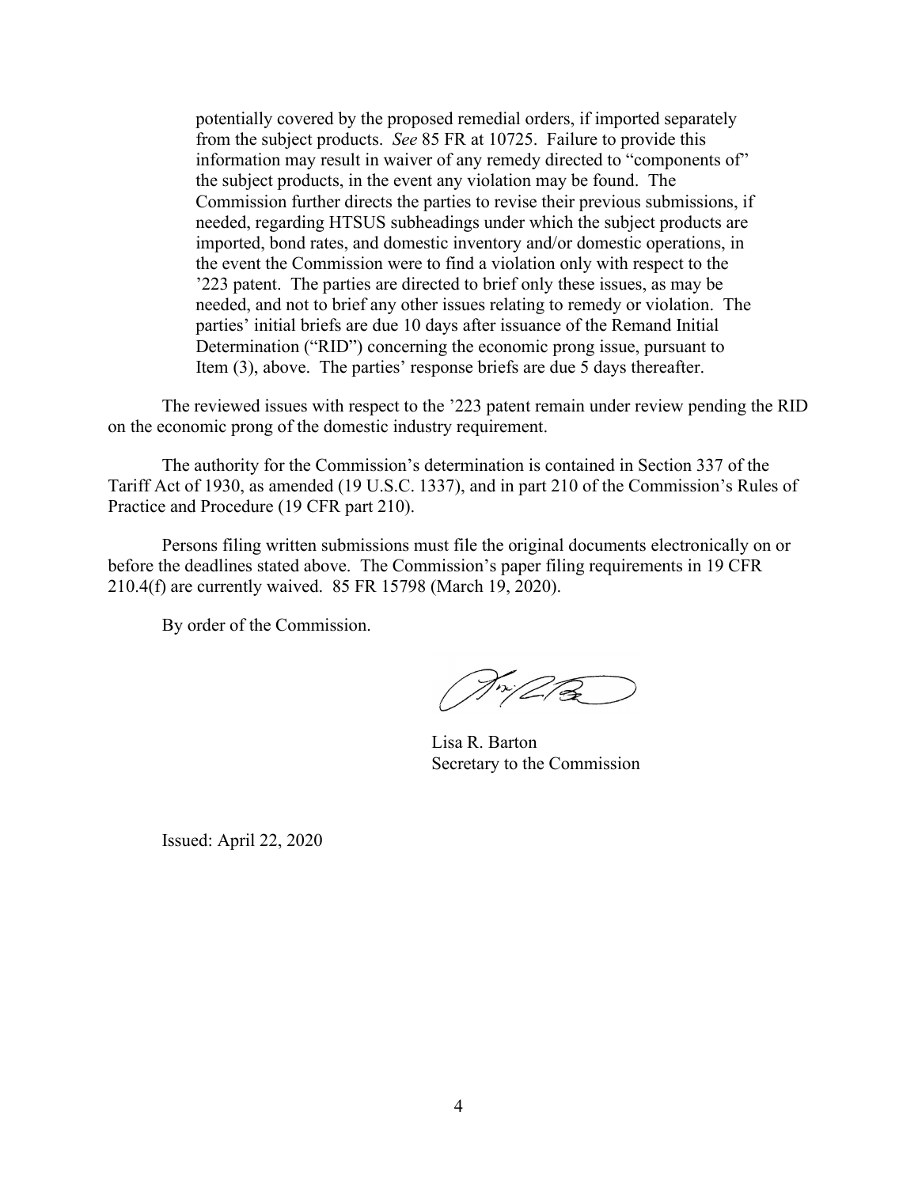potentially covered by the proposed remedial orders, if imported separately from the subject products. *See* 85 FR at 10725. Failure to provide this information may result in waiver of any remedy directed to "components of" the subject products, in the event any violation may be found. The Commission further directs the parties to revise their previous submissions, if needed, regarding HTSUS subheadings under which the subject products are imported, bond rates, and domestic inventory and/or domestic operations, in the event the Commission were to find a violation only with respect to the '223 patent. The parties are directed to brief only these issues, as may be needed, and not to brief any other issues relating to remedy or violation. The parties' initial briefs are due 10 days after issuance of the Remand Initial Determination ("RID") concerning the economic prong issue, pursuant to Item (3), above. The parties' response briefs are due 5 days thereafter.

The reviewed issues with respect to the '223 patent remain under review pending the RID on the economic prong of the domestic industry requirement.

The authority for the Commission's determination is contained in Section 337 of the Tariff Act of 1930, as amended (19 U.S.C. 1337), and in part 210 of the Commission's Rules of Practice and Procedure (19 CFR part 210).

Persons filing written submissions must file the original documents electronically on or before the deadlines stated above. The Commission's paper filing requirements in 19 CFR 210.4(f) are currently waived. 85 FR 15798 (March 19, 2020).

By order of the Commission.

Lisa R. Barton
Secretary to the Commission

Issued: April 22, 2020